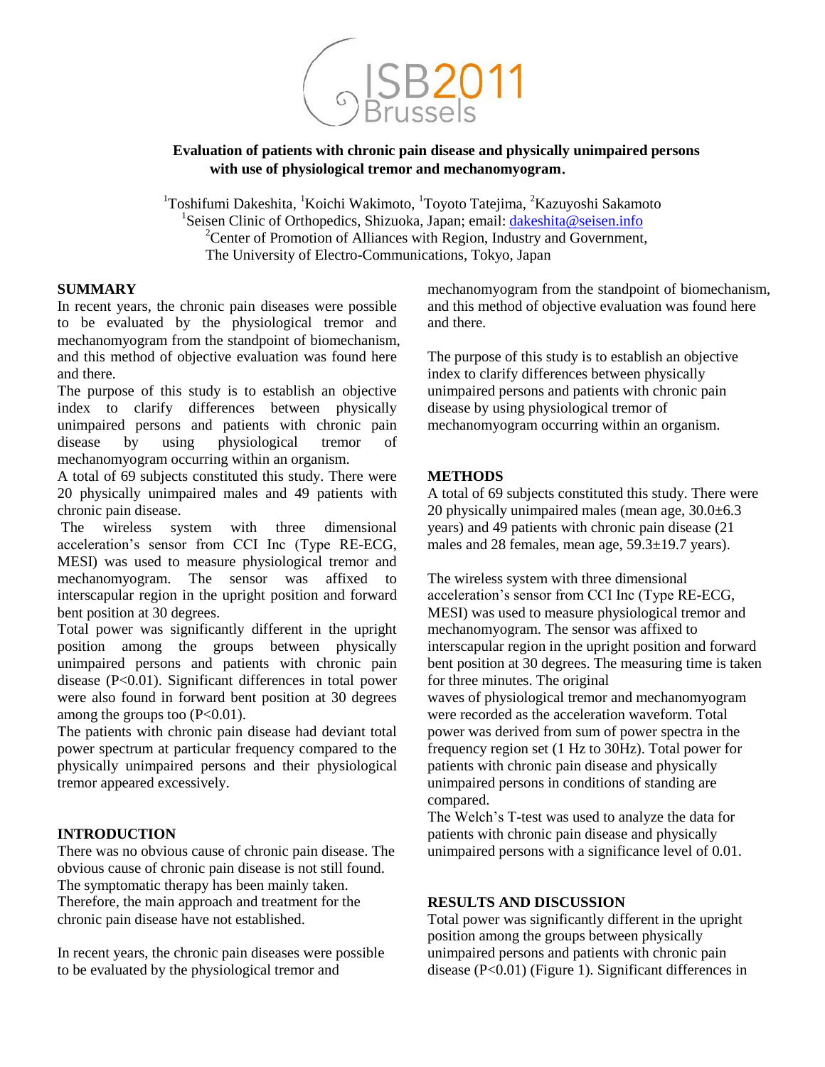# Evaluation of patients with chronic pain disease and physically unimpaired persons with use of physiological tremor and mechanomyogram.

[1]Toshifumi Dakeshita, [1]Koichi Wakimoto, [1]Toyoto Tatejima, [2]Kazuyoshi Sakamoto
[1]Seisen Clinic of Orthopedics, Shizuoka, Japan; email: dakeshita@seisen.info
[2]Center of Promotion of Alliances with Region, Industry and Government, The University of Electro-Communications, Tokyo, Japan

## SUMMARY

In recent years, the chronic pain diseases were possible to be evaluated by the physiological tremor and mechanomyogram from the standpoint of biomechanism, and this method of objective evaluation was found here and there.

The purpose of this study is to establish an objective index to clarify differences between physically unimpaired persons and patients with chronic pain disease by using physiological tremor of mechanomyogram occurring within an organism.

A total of 69 subjects constituted this study. There were 20 physically unimpaired males and 49 patients with chronic pain disease.

The wireless system with three dimensional acceleration's sensor from CCI Inc (Type RE-ECG, MESI) was used to measure physiological tremor and mechanomyogram. The sensor was affixed to interscapular region in the upright position and forward bent position at 30 degrees.

Total power was significantly different in the upright position among the groups between physically unimpaired persons and patients with chronic pain disease (P<0.01). Significant differences in total power were also found in forward bent position at 30 degrees among the groups too (P<0.01).

The patients with chronic pain disease had deviant total power spectrum at particular frequency compared to the physically unimpaired persons and their physiological tremor appeared excessively.

## INTRODUCTION

There was no obvious cause of chronic pain disease. The obvious cause of chronic pain disease is not still found. The symptomatic therapy has been mainly taken. Therefore, the main approach and treatment for the chronic pain disease have not established.

In recent years, the chronic pain diseases were possible to be evaluated by the physiological tremor and mechanomyogram from the standpoint of biomechanism, and this method of objective evaluation was found here and there.

The purpose of this study is to establish an objective index to clarify differences between physically unimpaired persons and patients with chronic pain disease by using physiological tremor of mechanomyogram occurring within an organism.

## METHODS

A total of 69 subjects constituted this study. There were 20 physically unimpaired males (mean age, 30.0±6.3 years) and 49 patients with chronic pain disease (21 males and 28 females, mean age, 59.3±19.7 years).

The wireless system with three dimensional acceleration's sensor from CCI Inc (Type RE-ECG, MESI) was used to measure physiological tremor and mechanomyogram. The sensor was affixed to interscapular region in the upright position and forward bent position at 30 degrees. The measuring time is taken for three minutes. The original waves of physiological tremor and mechanomyogram were recorded as the acceleration waveform. Total power was derived from sum of power spectra in the frequency region set (1 Hz to 30Hz). Total power for patients with chronic pain disease and physically unimpaired persons in conditions of standing are compared.

The Welch's T-test was used to analyze the data for patients with chronic pain disease and physically unimpaired persons with a significance level of 0.01.

## RESULTS AND DISCUSSION

Total power was significantly different in the upright position among the groups between physically unimpaired persons and patients with chronic pain disease (P<0.01) (Figure 1). Significant differences in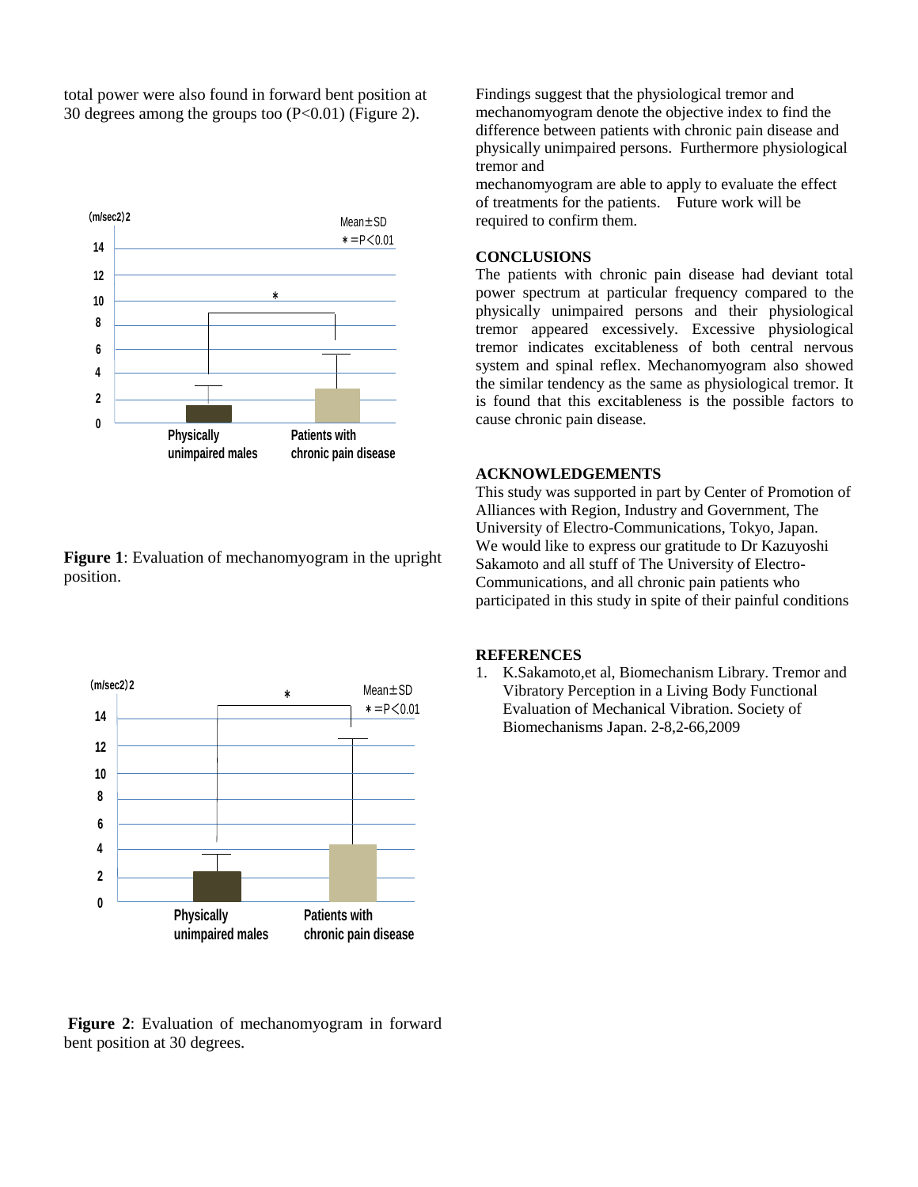total power were also found in forward bent position at 30 degrees among the groups too (P<0.01) (Figure 2).

(m/sec2)2

Mean±SD

＊=P<0.01

14

12

10

8

6

4

2

0

＊

Physically unimpaired males

Patients with chronic pain disease

**Figure 1**: Evaluation of mechanomyogram in the upright position.

(m/sec2)2

Mean±SD

＊=P<0.01

14

12

10

8

6

4

2

0

＊

Physically unimpaired males

Patients with chronic pain disease

**Figure 2**: Evaluation of mechanomyogram in forward bent position at 30 degrees.

Findings suggest that the physiological tremor and mechanomyogram denote the objective index to find the difference between patients with chronic pain disease and physically unimpaired persons. Furthermore physiological tremor and

mechanomyogram are able to apply to evaluate the effect of treatments for the patients. Future work will be required to confirm them.

## CONCLUSIONS

The patients with chronic pain disease had deviant total power spectrum at particular frequency compared to the physically unimpaired persons and their physiological tremor appeared excessively. Excessive physiological tremor indicates excitableness of both central nervous system and spinal reflex. Mechanomyogram also showed the similar tendency as the same as physiological tremor. It is found that this excitableness is the possible factors to cause chronic pain disease.

## ACKNOWLEDGEMENTS

This study was supported in part by Center of Promotion of Alliances with Region, Industry and Government, The University of Electro-Communications, Tokyo, Japan.
We would like to express our gratitude to Dr Kazuyoshi Sakamoto and all stuff of The University of Electro-Communications, and all chronic pain patients who participated in this study in spite of their painful conditions

## REFERENCES

1. K.Sakamoto,et al, Biomechanism Library. Tremor and Vibratory Perception in a Living Body Functional Evaluation of Mechanical Vibration. Society of Biomechanisms Japan. 2-8,2-66,2009